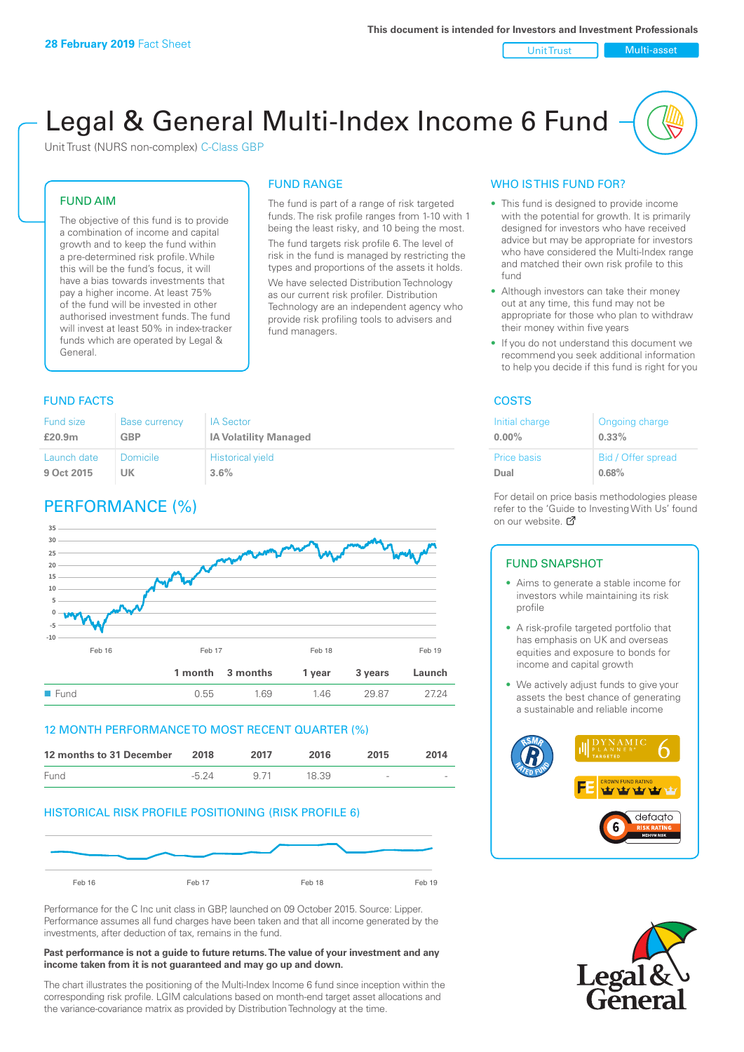28 February 2019 Fact Sheet

This document is intended for Investors and Investment Professionals

Unit Trust | Multi-asset

# Legal & General Multi-Index Income 6 Fund

Unit Trust (NURS non-complex) C-Class GBP

## FUND AIM

The objective of this fund is to provide a combination of income and capital growth and to keep the fund within a pre-determined risk profile. While this will be the fund's focus, it will have a bias towards investments that pay a higher income. At least 75% of the fund will be invested in other authorised investment funds. The fund will invest at least 50% in index-tracker funds which are operated by Legal & General.

## FUND RANGE

The fund is part of a range of risk targeted funds. The risk profile ranges from 1-10 with 1 being the least risky, and 10 being the most.

The fund targets risk profile 6. The level of risk in the fund is managed by restricting the types and proportions of the assets it holds.

We have selected Distribution Technology as our current risk profiler. Distribution Technology are an independent agency who provide risk profiling tools to advisers and fund managers.

## WHO IS THIS FUND FOR?

- This fund is designed to provide income with the potential for growth. It is primarily designed for investors who have received advice but may be appropriate for investors who have considered the Multi-Index range and matched their own risk profile to this fund
- Although investors can take their money out at any time, this fund may not be appropriate for those who plan to withdraw their money within five years
- If you do not understand this document we recommend you seek additional information to help you decide if this fund is right for you

## FUND FACTS

| Fund size | Base currency | IA Sector |
|---|---|---|
| **£20.9m** | **GBP** | **IA Volatility Managed** |
| **Launch date** | **Domicile** | **Historical yield** |
| **9 Oct 2015** | **UK** | **3.6%** |

## COSTS

| Initial charge | Ongoing charge |
|---|---|
| **0.00%** | **0.33%** |
| **Price basis** | **Bid / Offer spread** |
| **Dual** | **0.68%** |

For detail on price basis methodologies please refer to the 'Guide to Investing With Us' found on our website.

## PERFORMANCE (%)

|  | 1 month | 3 months | 1 year | 3 years | Launch |
|---|---|---|---|---|---|
| Fund | 0.55 | 1.69 | 1.46 | 29.87 | 27.24 |

## 12 MONTH PERFORMANCE TO MOST RECENT QUARTER (%)

| 12 months to 31 December | 2018 | 2017 | 2016 | 2015 | 2014 |
|---|---|---|---|---|---|
| Fund | -5.24 | 9.71 | 18.39 | - | - |

## HISTORICAL RISK PROFILE POSITIONING (RISK PROFILE 6)

Performance for the C Inc unit class in GBP, launched on 09 October 2015. Source: Lipper. Performance assumes all fund charges have been taken and that all income generated by the investments, after deduction of tax, remains in the fund.

**Past performance is not a guide to future returns. The value of your investment and any income taken from it is not guaranteed and may go up and down.**

The chart illustrates the positioning of the Multi-Index Income 6 fund since inception within the corresponding risk profile. LGIM calculations based on month-end target asset allocations and the variance-covariance matrix as provided by Distribution Technology at the time.

## FUND SNAPSHOT

- Aims to generate a stable income for investors while maintaining its risk profile
- A risk-profile targeted portfolio that has emphasis on UK and overseas equities and exposure to bonds for income and capital growth
- We actively adjust funds to give your assets the best chance of generating a sustainable and reliable income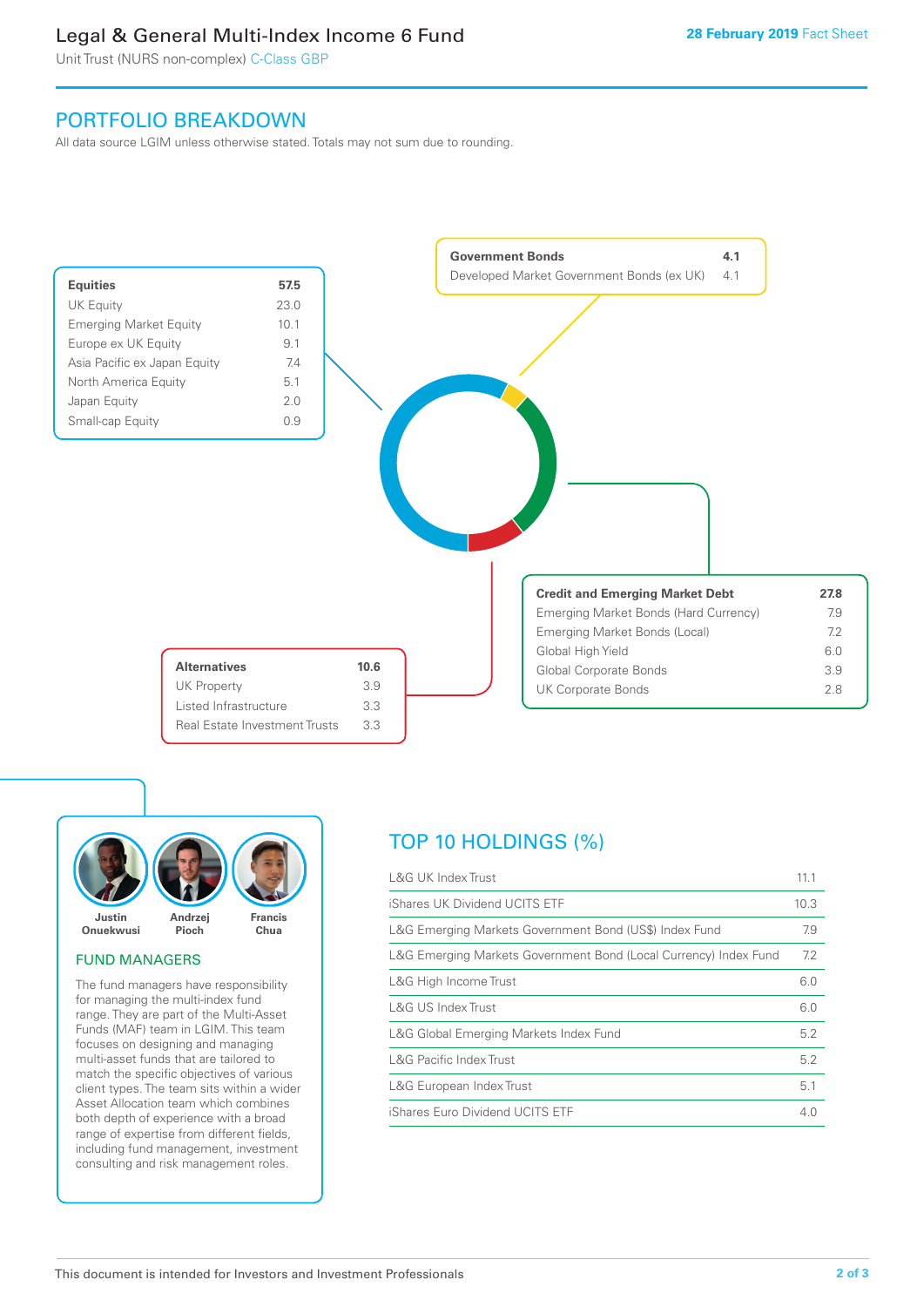# Legal & General Multi-Index Income 6 Fund

Unit Trust (NURS non-complex) C-Class GBP

**28 February 2019** Fact Sheet

## PORTFOLIO BREAKDOWN

All data source LGIM unless otherwise stated. Totals may not sum due to rounding.

| Equities | 57.5 |
|---|---|
| UK Equity | 23.0 |
| Emerging Market Equity | 10.1 |
| Europe ex UK Equity | 9.1 |
| Asia Pacific ex Japan Equity | 7.4 |
| North America Equity | 5.1 |
| Japan Equity | 2.0 |
| Small-cap Equity | 0.9 |

| Government Bonds | 4.1 |
|---|---|
| Developed Market Government Bonds (ex UK) | 4.1 |

| Credit and Emerging Market Debt | 27.8 |
|---|---|
| Emerging Market Bonds (Hard Currency) | 7.9 |
| Emerging Market Bonds (Local) | 7.2 |
| Global High Yield | 6.0 |
| Global Corporate Bonds | 3.9 |
| UK Corporate Bonds | 2.8 |

| Alternatives | 10.6 |
|---|---|
| UK Property | 3.9 |
| Listed Infrastructure | 3.3 |
| Real Estate Investment Trusts | 3.3 |

Justin Onuekwusi, Andrzej Pioch, Francis Chua

### FUND MANAGERS

The fund managers have responsibility for managing the multi-index fund range. They are part of the Multi-Asset Funds (MAF) team in LGIM. This team focuses on designing and managing multi-asset funds that are tailored to match the specific objectives of various client types. The team sits within a wider Asset Allocation team which combines both depth of experience with a broad range of expertise from different fields, including fund management, investment consulting and risk management roles.

## TOP 10 HOLDINGS (%)

| Holding | % |
|---|---|
| L&G UK Index Trust | 11.1 |
| iShares UK Dividend UCITS ETF | 10.3 |
| L&G Emerging Markets Government Bond (US$) Index Fund | 7.9 |
| L&G Emerging Markets Government Bond (Local Currency) Index Fund | 7.2 |
| L&G High Income Trust | 6.0 |
| L&G US Index Trust | 6.0 |
| L&G Global Emerging Markets Index Fund | 5.2 |
| L&G Pacific Index Trust | 5.2 |
| L&G European Index Trust | 5.1 |
| iShares Euro Dividend UCITS ETF | 4.0 |

This document is intended for Investors and Investment Professionals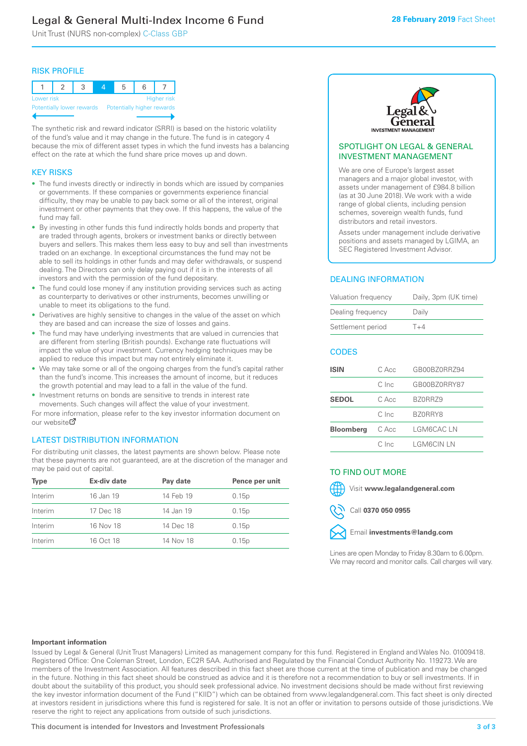# Legal & General Multi-Index Income 6 Fund

Unit Trust (NURS non-complex) C-Class GBP

28 February 2019 Fact Sheet

## RISK PROFILE

| 1 | 2 | 3 | 4 | 5 | 6 | 7 |
|---|---|---|---|---|---|---|

Lower risk — Higher risk

Potentially lower rewards — Potentially higher rewards

The synthetic risk and reward indicator (SRRI) is based on the historic volatility of the fund's value and it may change in the future. The fund is in category 4 because the mix of different asset types in which the fund invests has a balancing effect on the rate at which the fund share price moves up and down.

## KEY RISKS

- The fund invests directly or indirectly in bonds which are issued by companies or governments. If these companies or governments experience financial difficulty, they may be unable to pay back some or all of the interest, original investment or other payments that they owe. If this happens, the value of the fund may fall.
- By investing in other funds this fund indirectly holds bonds and property that are traded through agents, brokers or investment banks or directly between buyers and sellers. This makes them less easy to buy and sell than investments traded on an exchange. In exceptional circumstances the fund may not be able to sell its holdings in other funds and may defer withdrawals, or suspend dealing. The Directors can only delay paying out if it is in the interests of all investors and with the permission of the fund depositary.
- The fund could lose money if any institution providing services such as acting as counterparty to derivatives or other instruments, becomes unwilling or unable to meet its obligations to the fund.
- Derivatives are highly sensitive to changes in the value of the asset on which they are based and can increase the size of losses and gains.
- The fund may have underlying investments that are valued in currencies that are different from sterling (British pounds). Exchange rate fluctuations will impact the value of your investment. Currency hedging techniques may be applied to reduce this impact but may not entirely eliminate it.
- We may take some or all of the ongoing charges from the fund's capital rather than the fund's income. This increases the amount of income, but it reduces the growth potential and may lead to a fall in the value of the fund.
- Investment returns on bonds are sensitive to trends in interest rate movements. Such changes will affect the value of your investment.

For more information, please refer to the key investor information document on our website

## LATEST DISTRIBUTION INFORMATION

For distributing unit classes, the latest payments are shown below. Please note that these payments are not guaranteed, are at the discretion of the manager and may be paid out of capital.

| Type | Ex-div date | Pay date | Pence per unit |
|---|---|---|---|
| Interim | 16 Jan 19 | 14 Feb 19 | 0.15p |
| Interim | 17 Dec 18 | 14 Jan 19 | 0.15p |
| Interim | 16 Nov 18 | 14 Dec 18 | 0.15p |
| Interim | 16 Oct 18 | 14 Nov 18 | 0.15p |

## SPOTLIGHT ON LEGAL & GENERAL INVESTMENT MANAGEMENT

We are one of Europe's largest asset managers and a major global investor, with assets under management of £984.8 billion (as at 30 June 2018). We work with a wide range of global clients, including pension schemes, sovereign wealth funds, fund distributors and retail investors.

Assets under management include derivative positions and assets managed by LGIMA, an SEC Registered Investment Advisor.

## DEALING INFORMATION

| | |
|---|---|
| Valuation frequency | Daily, 3pm (UK time) |
| Dealing frequency | Daily |
| Settlement period | T+4 |

## CODES

| | | |
|---|---|---|
| **ISIN** | C Acc | GB00BZ0RRZ94 |
| | C Inc | GB00BZ0RRY87 |
| **SEDOL** | C Acc | BZ0RRZ9 |
| | C Inc | BZ0RRY8 |
| **Bloomberg** | C Acc | LGM6CAC LN |
| | C Inc | LGM6CIN LN |

## TO FIND OUT MORE

Visit **www.legalandgeneral.com**

Call **0370 050 0955**

Email **investments@landg.com**

Lines are open Monday to Friday 8.30am to 6.00pm. We may record and monitor calls. Call charges will vary.

**Important information**

Issued by Legal & General (Unit Trust Managers) Limited as management company for this fund. Registered in England and Wales No. 01009418. Registered Office: One Coleman Street, London, EC2R 5AA. Authorised and Regulated by the Financial Conduct Authority No. 119273. We are members of the Investment Association. All features described in this fact sheet are those current at the time of publication and may be changed in the future. Nothing in this fact sheet should be construed as advice and it is therefore not a recommendation to buy or sell investments. If in doubt about the suitability of this product, you should seek professional advice. No investment decisions should be made without first reviewing the key investor information document of the Fund ("KIID") which can be obtained from www.legalandgeneral.com. This fact sheet is only directed at investors resident in jurisdictions where this fund is registered for sale. It is not an offer or invitation to persons outside of those jurisdictions. We reserve the right to reject any applications from outside of such jurisdictions.

This document is intended for Investors and Investment Professionals